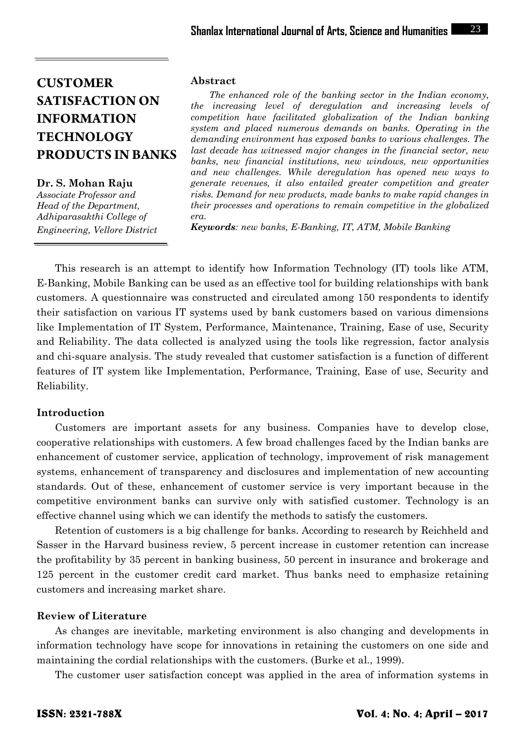# CUSTOMER SATISFACTION ON INFORMATION TECHNOLOGY PRODUCTS IN BANKS

**Dr. S. Mohan Raju**

*Associate Professor and Head of the Department, Adhiparasakthi College of Engineering, Vellore District*

### Abstract

*The enhanced role of the banking sector in the Indian economy, the increasing level of deregulation and increasing levels of competition have facilitated globalization of the Indian banking system and placed numerous demands on banks. Operating in the demanding environment has exposed banks to various challenges. The last decade has witnessed major changes in the financial sector, new banks, new financial institutions, new windows, new opportunities and new challenges. While deregulation has opened new ways to generate revenues, it also entailed greater competition and greater risks. Demand for new products, made banks to make rapid changes in their processes and operations to remain competitive in the globalized era.*

***Keywords**: new banks, E-Banking, IT, ATM, Mobile Banking*

This research is an attempt to identify how Information Technology (IT) tools like ATM, E-Banking, Mobile Banking can be used as an effective tool for building relationships with bank customers. A questionnaire was constructed and circulated among 150 respondents to identify their satisfaction on various IT systems used by bank customers based on various dimensions like Implementation of IT System, Performance, Maintenance, Training, Ease of use, Security and Reliability. The data collected is analyzed using the tools like regression, factor analysis and chi-square analysis. The study revealed that customer satisfaction is a function of different features of IT system like Implementation, Performance, Training, Ease of use, Security and Reliability.

### Introduction

Customers are important assets for any business. Companies have to develop close, cooperative relationships with customers. A few broad challenges faced by the Indian banks are enhancement of customer service, application of technology, improvement of risk management systems, enhancement of transparency and disclosures and implementation of new accounting standards. Out of these, enhancement of customer service is very important because in the competitive environment banks can survive only with satisfied customer. Technology is an effective channel using which we can identify the methods to satisfy the customers.

Retention of customers is a big challenge for banks. According to research by Reichheld and Sasser in the Harvard business review, 5 percent increase in customer retention can increase the profitability by 35 percent in banking business, 50 percent in insurance and brokerage and 125 percent in the customer credit card market. Thus banks need to emphasize retaining customers and increasing market share.

### Review of Literature

As changes are inevitable, marketing environment is also changing and developments in information technology have scope for innovations in retaining the customers on one side and maintaining the cordial relationships with the customers. (Burke et al., 1999).

The customer user satisfaction concept was applied in the area of information systems in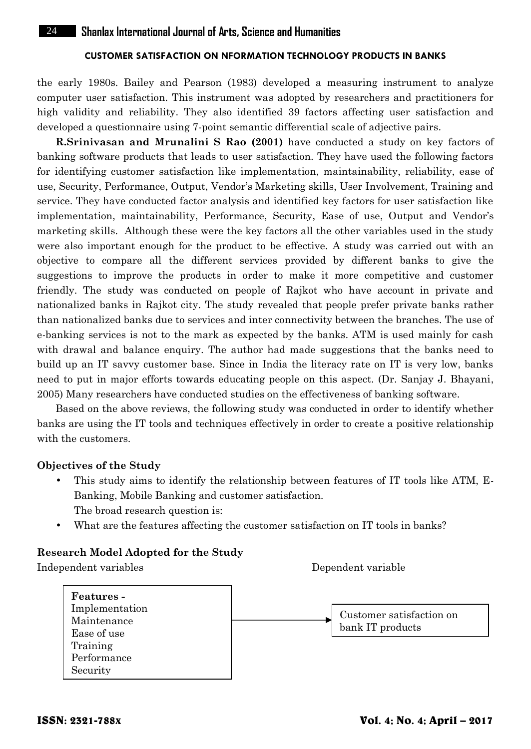the early 1980s. Bailey and Pearson (1983) developed a measuring instrument to analyze computer user satisfaction. This instrument was adopted by researchers and practitioners for high validity and reliability. They also identified 39 factors affecting user satisfaction and developed a questionnaire using 7-point semantic differential scale of adjective pairs.

**R.Srinivasan and Mrunalini S Rao (2001)** have conducted a study on key factors of banking software products that leads to user satisfaction. They have used the following factors for identifying customer satisfaction like implementation, maintainability, reliability, ease of use, Security, Performance, Output, Vendor's Marketing skills, User Involvement, Training and service. They have conducted factor analysis and identified key factors for user satisfaction like implementation, maintainability, Performance, Security, Ease of use, Output and Vendor's marketing skills. Although these were the key factors all the other variables used in the study were also important enough for the product to be effective. A study was carried out with an objective to compare all the different services provided by different banks to give the suggestions to improve the products in order to make it more competitive and customer friendly. The study was conducted on people of Rajkot who have account in private and nationalized banks in Rajkot city. The study revealed that people prefer private banks rather than nationalized banks due to services and inter connectivity between the branches. The use of e-banking services is not to the mark as expected by the banks. ATM is used mainly for cash with drawal and balance enquiry. The author had made suggestions that the banks need to build up an IT savvy customer base. Since in India the literacy rate on IT is very low, banks need to put in major efforts towards educating people on this aspect. (Dr. Sanjay J. Bhayani, 2005) Many researchers have conducted studies on the effectiveness of banking software.

Based on the above reviews, the following study was conducted in order to identify whether banks are using the IT tools and techniques effectively in order to create a positive relationship with the customers.

### Objectives of the Study

- This study aims to identify the relationship between features of IT tools like ATM, E-Banking, Mobile Banking and customer satisfaction.
  The broad research question is:
- What are the features affecting the customer satisfaction on IT tools in banks?

### Research Model Adopted for the Study

Independent variables → Dependent variable

**Features -**
Implementation
Maintenance
Ease of use
Training
Performance
Security

→ Customer satisfaction on bank IT products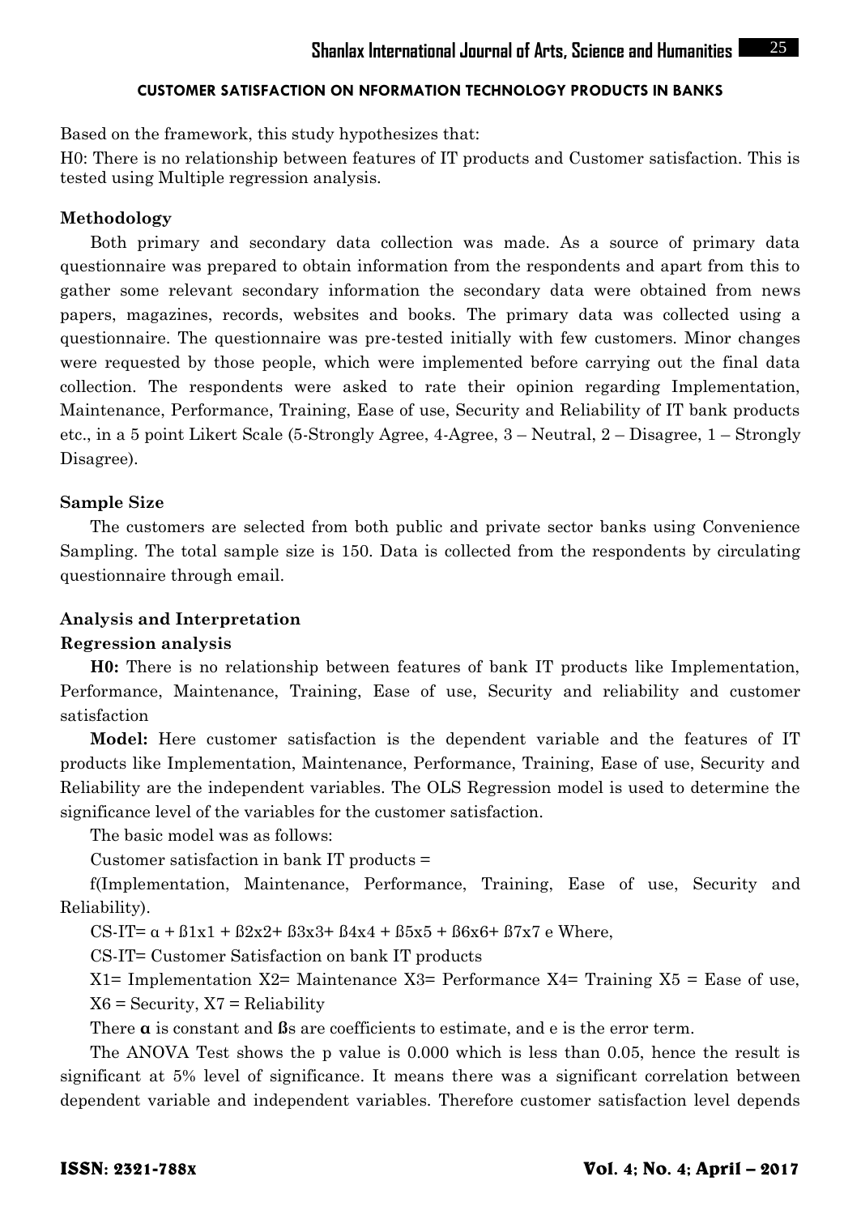Based on the framework, this study hypothesizes that:

H0: There is no relationship between features of IT products and Customer satisfaction. This is tested using Multiple regression analysis.

### Methodology

Both primary and secondary data collection was made. As a source of primary data questionnaire was prepared to obtain information from the respondents and apart from this to gather some relevant secondary information the secondary data were obtained from news papers, magazines, records, websites and books. The primary data was collected using a questionnaire. The questionnaire was pre-tested initially with few customers. Minor changes were requested by those people, which were implemented before carrying out the final data collection. The respondents were asked to rate their opinion regarding Implementation, Maintenance, Performance, Training, Ease of use, Security and Reliability of IT bank products etc., in a 5 point Likert Scale (5-Strongly Agree, 4-Agree, 3 – Neutral, 2 – Disagree, 1 – Strongly Disagree).

### Sample Size

The customers are selected from both public and private sector banks using Convenience Sampling. The total sample size is 150. Data is collected from the respondents by circulating questionnaire through email.

### Analysis and Interpretation

### Regression analysis

**H0:** There is no relationship between features of bank IT products like Implementation, Performance, Maintenance, Training, Ease of use, Security and reliability and customer satisfaction

**Model:** Here customer satisfaction is the dependent variable and the features of IT products like Implementation, Maintenance, Performance, Training, Ease of use, Security and Reliability are the independent variables. The OLS Regression model is used to determine the significance level of the variables for the customer satisfaction.

The basic model was as follows:

Customer satisfaction in bank IT products =

f(Implementation, Maintenance, Performance, Training, Ease of use, Security and Reliability).

CS-IT= $\alpha + \beta 1x1 + \beta 2x2 + \beta 3x3 + \beta 4x4 + \beta 5x5 + \beta 6x6 + \beta 7x7$ e Where,

CS-IT= Customer Satisfaction on bank IT products

X1= Implementation X2= Maintenance X3= Performance X4= Training X5 = Ease of use, X6 = Security, X7 = Reliability

There **$\alpha$** is constant and **$\beta$**s are coefficients to estimate, and e is the error term.

The ANOVA Test shows the p value is 0.000 which is less than 0.05, hence the result is significant at 5% level of significance. It means there was a significant correlation between dependent variable and independent variables. Therefore customer satisfaction level depends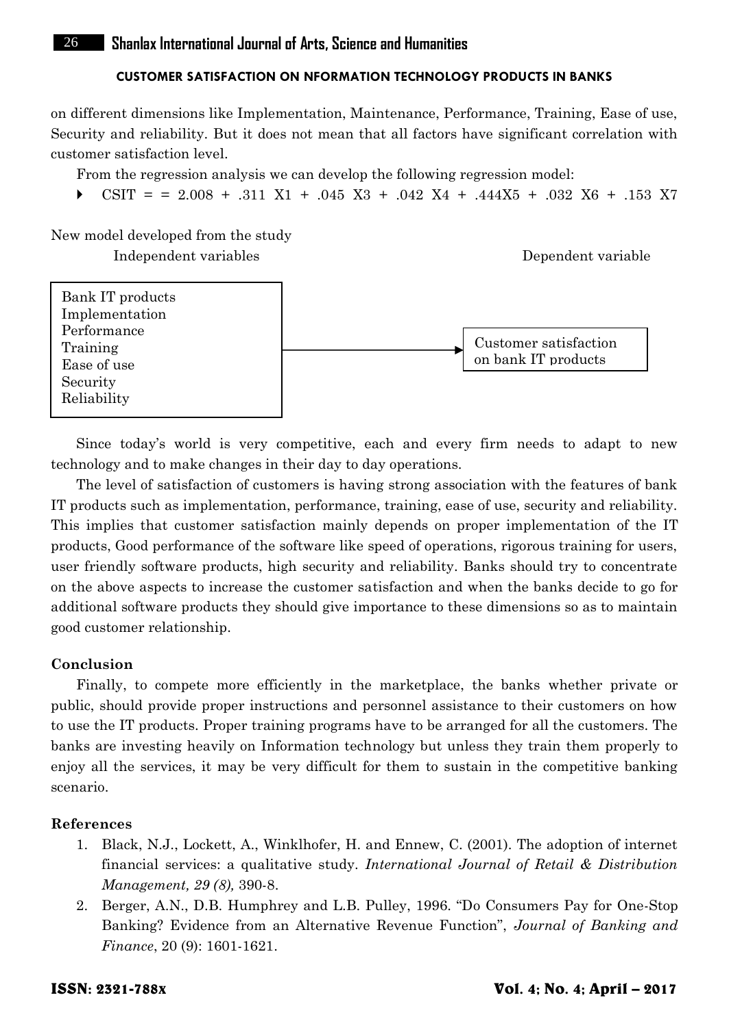on different dimensions like Implementation, Maintenance, Performance, Training, Ease of use, Security and reliability. But it does not mean that all factors have significant correlation with customer satisfaction level.

From the regression analysis we can develop the following regression model:

- CSIT = = 2.008 + .311 X1 + .045 X3 + .042 X4 + .444X5 + .032 X6 + .153 X7

New model developed from the study

| Independent variables | | Dependent variable |
|---|---|---|
| Bank IT products<br>Implementation<br>Performance<br>Training<br>Ease of use<br>Security<br>Reliability | → | Customer satisfaction on bank IT products |

Since today's world is very competitive, each and every firm needs to adapt to new technology and to make changes in their day to day operations.

The level of satisfaction of customers is having strong association with the features of bank IT products such as implementation, performance, training, ease of use, security and reliability. This implies that customer satisfaction mainly depends on proper implementation of the IT products, Good performance of the software like speed of operations, rigorous training for users, user friendly software products, high security and reliability. Banks should try to concentrate on the above aspects to increase the customer satisfaction and when the banks decide to go for additional software products they should give importance to these dimensions so as to maintain good customer relationship.

## Conclusion

Finally, to compete more efficiently in the marketplace, the banks whether private or public, should provide proper instructions and personnel assistance to their customers on how to use the IT products. Proper training programs have to be arranged for all the customers. The banks are investing heavily on Information technology but unless they train them properly to enjoy all the services, it may be very difficult for them to sustain in the competitive banking scenario.

## References

1. Black, N.J., Lockett, A., Winklhofer, H. and Ennew, C. (2001). The adoption of internet financial services: a qualitative study. *International Journal of Retail & Distribution Management, 29 (8),* 390-8.
2. Berger, A.N., D.B. Humphrey and L.B. Pulley, 1996. "Do Consumers Pay for One-Stop Banking? Evidence from an Alternative Revenue Function", *Journal of Banking and Finance*, 20 (9): 1601-1621.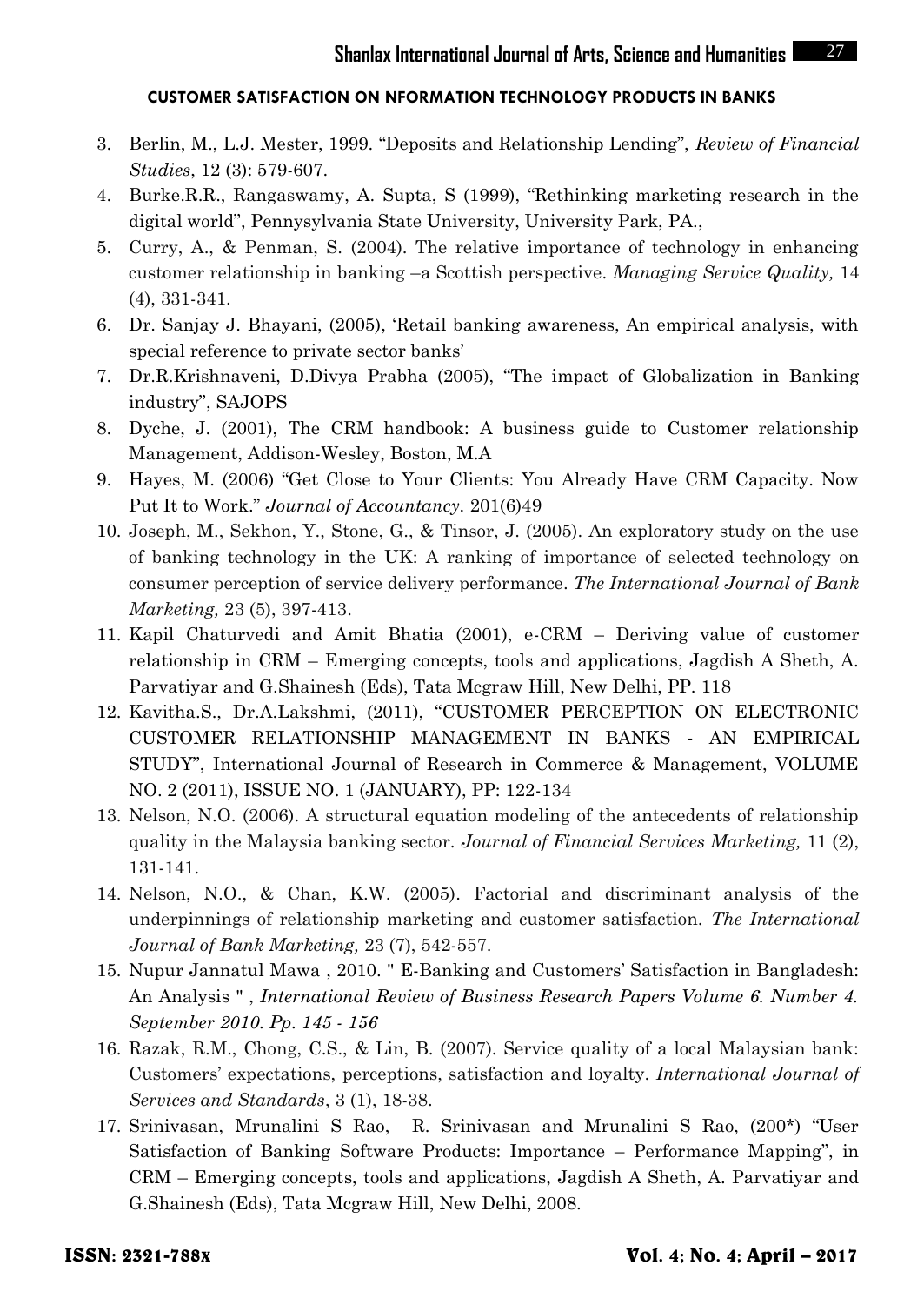3. Berlin, M., L.J. Mester, 1999. "Deposits and Relationship Lending", *Review of Financial Studies*, 12 (3): 579-607.
4. Burke.R.R., Rangaswamy, A. Supta, S (1999), "Rethinking marketing research in the digital world", Pennysylvania State University, University Park, PA.,
5. Curry, A., & Penman, S. (2004). The relative importance of technology in enhancing customer relationship in banking –a Scottish perspective. *Managing Service Quality,* 14 (4), 331-341.
6. Dr. Sanjay J. Bhayani, (2005), 'Retail banking awareness, An empirical analysis, with special reference to private sector banks'
7. Dr.R.Krishnaveni, D.Divya Prabha (2005), "The impact of Globalization in Banking industry", SAJOPS
8. Dyche, J. (2001), The CRM handbook: A business guide to Customer relationship Management, Addison-Wesley, Boston, M.A
9. Hayes, M. (2006) "Get Close to Your Clients: You Already Have CRM Capacity. Now Put It to Work." *Journal of Accountancy.* 201(6)49
10. Joseph, M., Sekhon, Y., Stone, G., & Tinsor, J. (2005). An exploratory study on the use of banking technology in the UK: A ranking of importance of selected technology on consumer perception of service delivery performance. *The International Journal of Bank Marketing,* 23 (5), 397-413.
11. Kapil Chaturvedi and Amit Bhatia (2001), e-CRM – Deriving value of customer relationship in CRM – Emerging concepts, tools and applications, Jagdish A Sheth, A. Parvatiyar and G.Shainesh (Eds), Tata Mcgraw Hill, New Delhi, PP. 118
12. Kavitha.S., Dr.A.Lakshmi, (2011), "CUSTOMER PERCEPTION ON ELECTRONIC CUSTOMER RELATIONSHIP MANAGEMENT IN BANKS - AN EMPIRICAL STUDY", International Journal of Research in Commerce & Management, VOLUME NO. 2 (2011), ISSUE NO. 1 (JANUARY), PP: 122-134
13. Nelson, N.O. (2006). A structural equation modeling of the antecedents of relationship quality in the Malaysia banking sector. *Journal of Financial Services Marketing,* 11 (2), 131-141.
14. Nelson, N.O., & Chan, K.W. (2005). Factorial and discriminant analysis of the underpinnings of relationship marketing and customer satisfaction. *The International Journal of Bank Marketing,* 23 (7), 542-557.
15. Nupur Jannatul Mawa , 2010. " E-Banking and Customers' Satisfaction in Bangladesh: An Analysis " , *International Review of Business Research Papers Volume 6. Number 4. September 2010. Pp. 145 - 156*
16. Razak, R.M., Chong, C.S., & Lin, B. (2007). Service quality of a local Malaysian bank: Customers' expectations, perceptions, satisfaction and loyalty. *International Journal of Services and Standards*, 3 (1), 18-38.
17. Srinivasan, Mrunalini S Rao, R. Srinivasan and Mrunalini S Rao, (200*) "User Satisfaction of Banking Software Products: Importance – Performance Mapping", in CRM – Emerging concepts, tools and applications, Jagdish A Sheth, A. Parvatiyar and G.Shainesh (Eds), Tata Mcgraw Hill, New Delhi, 2008.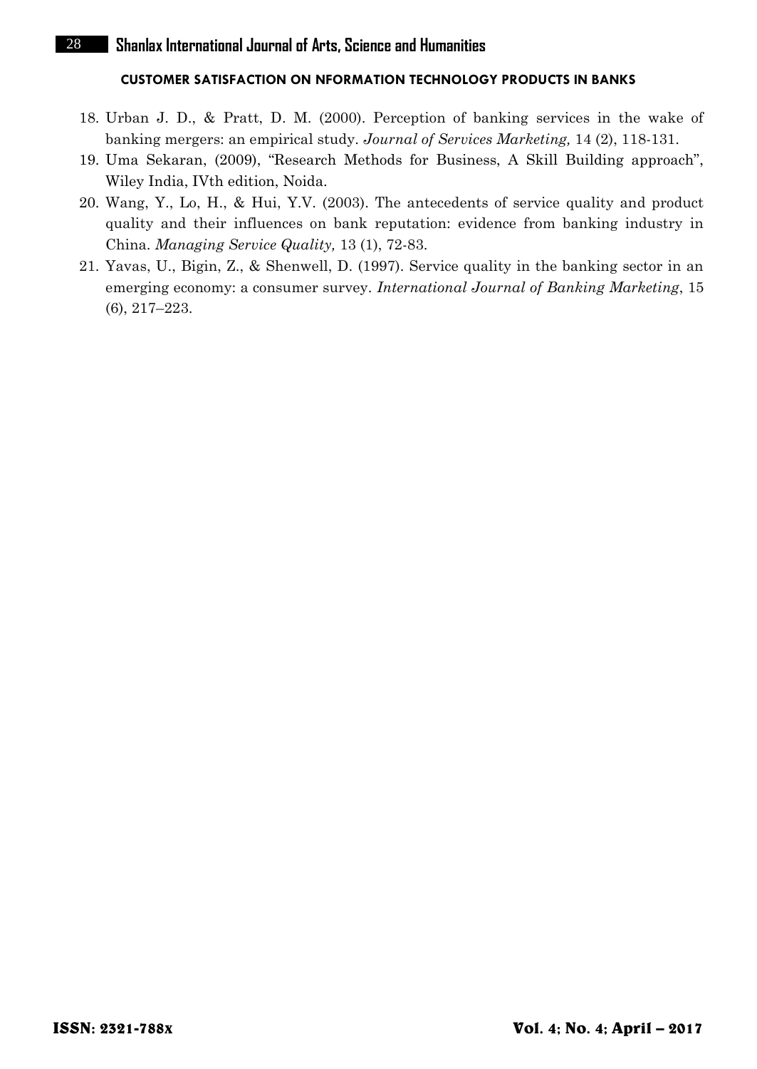18. Urban J. D., & Pratt, D. M. (2000). Perception of banking services in the wake of banking mergers: an empirical study. *Journal of Services Marketing,* 14 (2), 118-131.
19. Uma Sekaran, (2009), "Research Methods for Business, A Skill Building approach", Wiley India, IVth edition, Noida.
20. Wang, Y., Lo, H., & Hui, Y.V. (2003). The antecedents of service quality and product quality and their influences on bank reputation: evidence from banking industry in China. *Managing Service Quality,* 13 (1), 72-83.
21. Yavas, U., Bigin, Z., & Shenwell, D. (1997). Service quality in the banking sector in an emerging economy: a consumer survey. *International Journal of Banking Marketing*, 15 (6), 217–223.